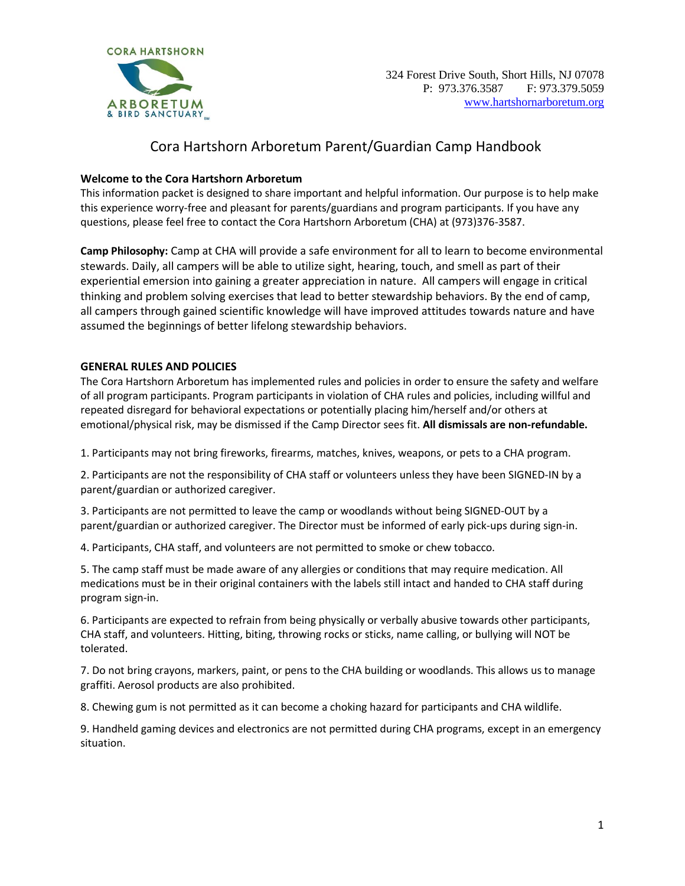CORA HARTSHORN ARBORETUM & BIRD SANCTUARY

324 Forest Drive South, Short Hills, NJ 07078
P: 973.376.3587 F: 973.379.5059
www.hartshornarboretum.org

# Cora Hartshorn Arboretum Parent/Guardian Camp Handbook

**Welcome to the Cora Hartshorn Arboretum**
This information packet is designed to share important and helpful information. Our purpose is to help make this experience worry-free and pleasant for parents/guardians and program participants. If you have any questions, please feel free to contact the Cora Hartshorn Arboretum (CHA) at (973)376-3587.

**Camp Philosophy:** Camp at CHA will provide a safe environment for all to learn to become environmental stewards. Daily, all campers will be able to utilize sight, hearing, touch, and smell as part of their experiential emersion into gaining a greater appreciation in nature. All campers will engage in critical thinking and problem solving exercises that lead to better stewardship behaviors. By the end of camp, all campers through gained scientific knowledge will have improved attitudes towards nature and have assumed the beginnings of better lifelong stewardship behaviors.

## GENERAL RULES AND POLICIES

The Cora Hartshorn Arboretum has implemented rules and policies in order to ensure the safety and welfare of all program participants. Program participants in violation of CHA rules and policies, including willful and repeated disregard for behavioral expectations or potentially placing him/herself and/or others at emotional/physical risk, may be dismissed if the Camp Director sees fit. **All dismissals are non-refundable.**

1. Participants may not bring fireworks, firearms, matches, knives, weapons, or pets to a CHA program.

2. Participants are not the responsibility of CHA staff or volunteers unless they have been SIGNED-IN by a parent/guardian or authorized caregiver.

3. Participants are not permitted to leave the camp or woodlands without being SIGNED-OUT by a parent/guardian or authorized caregiver. The Director must be informed of early pick-ups during sign-in.

4. Participants, CHA staff, and volunteers are not permitted to smoke or chew tobacco.

5. The camp staff must be made aware of any allergies or conditions that may require medication. All medications must be in their original containers with the labels still intact and handed to CHA staff during program sign-in.

6. Participants are expected to refrain from being physically or verbally abusive towards other participants, CHA staff, and volunteers. Hitting, biting, throwing rocks or sticks, name calling, or bullying will NOT be tolerated.

7. Do not bring crayons, markers, paint, or pens to the CHA building or woodlands. This allows us to manage graffiti. Aerosol products are also prohibited.

8. Chewing gum is not permitted as it can become a choking hazard for participants and CHA wildlife.

9. Handheld gaming devices and electronics are not permitted during CHA programs, except in an emergency situation.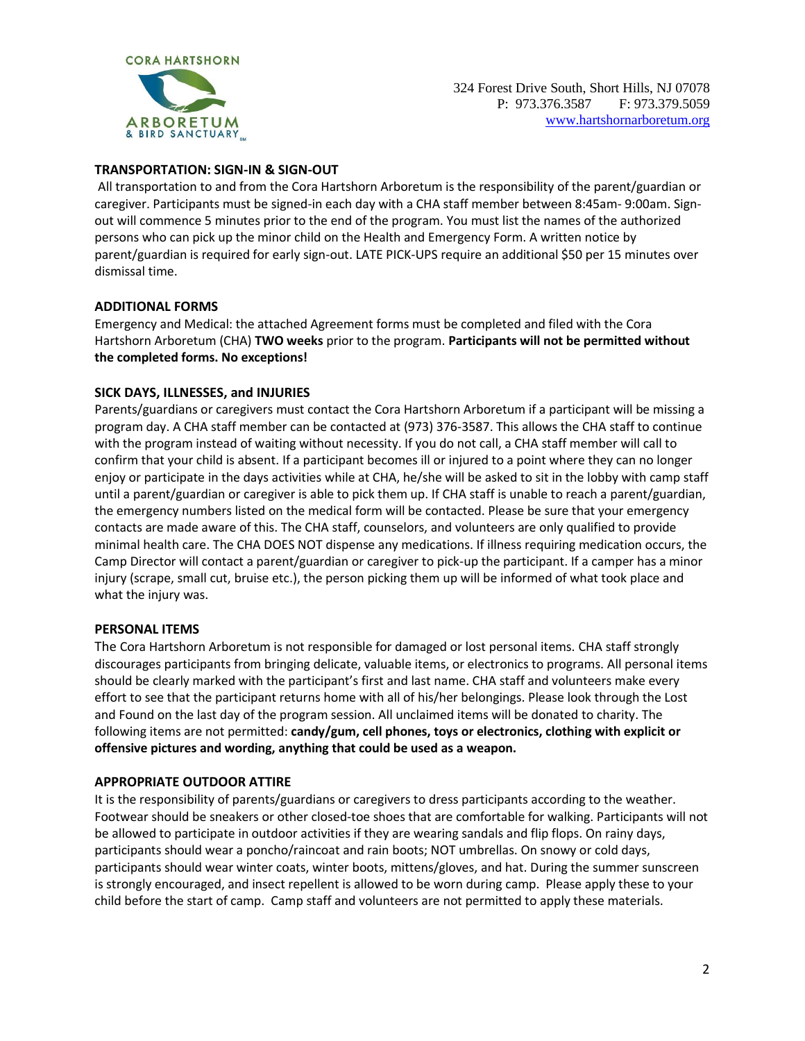CORA HARTSHORN ARBORETUM & BIRD SANCTUARY

324 Forest Drive South, Short Hills, NJ 07078
P: 973.376.3587 F: 973.379.5059
www.hartshornarboretum.org

## TRANSPORTATION: SIGN-IN & SIGN-OUT

All transportation to and from the Cora Hartshorn Arboretum is the responsibility of the parent/guardian or caregiver. Participants must be signed-in each day with a CHA staff member between 8:45am- 9:00am. Sign-out will commence 5 minutes prior to the end of the program. You must list the names of the authorized persons who can pick up the minor child on the Health and Emergency Form. A written notice by parent/guardian is required for early sign-out. LATE PICK-UPS require an additional $50 per 15 minutes over dismissal time.

## ADDITIONAL FORMS

Emergency and Medical: the attached Agreement forms must be completed and filed with the Cora Hartshorn Arboretum (CHA) **TWO weeks** prior to the program. **Participants will not be permitted without the completed forms. No exceptions!**

## SICK DAYS, ILLNESSES, and INJURIES

Parents/guardians or caregivers must contact the Cora Hartshorn Arboretum if a participant will be missing a program day. A CHA staff member can be contacted at (973) 376-3587. This allows the CHA staff to continue with the program instead of waiting without necessity. If you do not call, a CHA staff member will call to confirm that your child is absent. If a participant becomes ill or injured to a point where they can no longer enjoy or participate in the days activities while at CHA, he/she will be asked to sit in the lobby with camp staff until a parent/guardian or caregiver is able to pick them up. If CHA staff is unable to reach a parent/guardian, the emergency numbers listed on the medical form will be contacted. Please be sure that your emergency contacts are made aware of this. The CHA staff, counselors, and volunteers are only qualified to provide minimal health care. The CHA DOES NOT dispense any medications. If illness requiring medication occurs, the Camp Director will contact a parent/guardian or caregiver to pick-up the participant. If a camper has a minor injury (scrape, small cut, bruise etc.), the person picking them up will be informed of what took place and what the injury was.

## PERSONAL ITEMS

The Cora Hartshorn Arboretum is not responsible for damaged or lost personal items. CHA staff strongly discourages participants from bringing delicate, valuable items, or electronics to programs. All personal items should be clearly marked with the participant's first and last name. CHA staff and volunteers make every effort to see that the participant returns home with all of his/her belongings. Please look through the Lost and Found on the last day of the program session. All unclaimed items will be donated to charity. The following items are not permitted: **candy/gum, cell phones, toys or electronics, clothing with explicit or offensive pictures and wording, anything that could be used as a weapon.**

## APPROPRIATE OUTDOOR ATTIRE

It is the responsibility of parents/guardians or caregivers to dress participants according to the weather. Footwear should be sneakers or other closed-toe shoes that are comfortable for walking. Participants will not be allowed to participate in outdoor activities if they are wearing sandals and flip flops. On rainy days, participants should wear a poncho/raincoat and rain boots; NOT umbrellas. On snowy or cold days, participants should wear winter coats, winter boots, mittens/gloves, and hat. During the summer sunscreen is strongly encouraged, and insect repellent is allowed to be worn during camp. Please apply these to your child before the start of camp. Camp staff and volunteers are not permitted to apply these materials.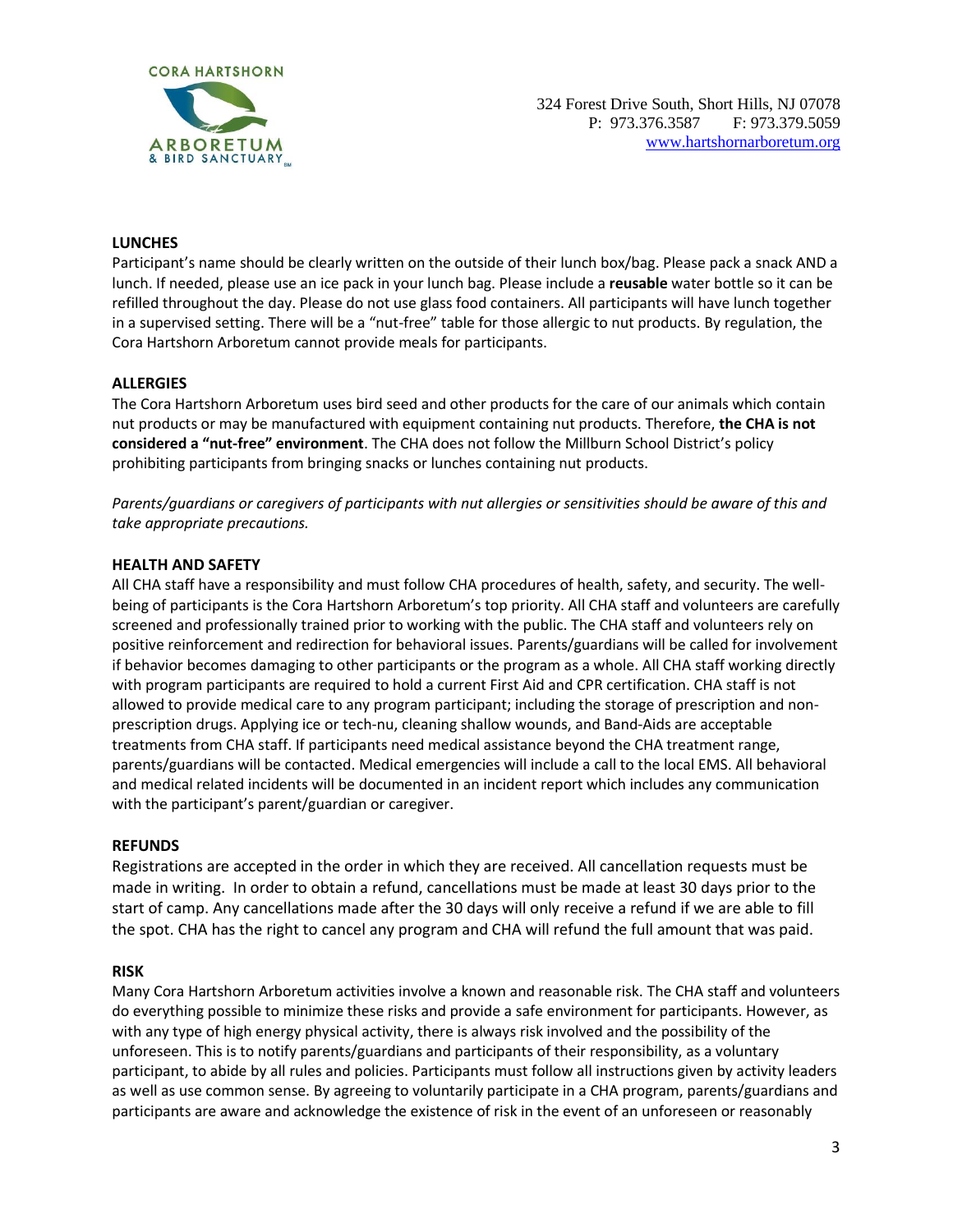324 Forest Drive South, Short Hills, NJ 07078
P: 973.376.3587 F: 973.379.5059
www.hartshornarboretum.org

## LUNCHES

Participant's name should be clearly written on the outside of their lunch box/bag. Please pack a snack AND a lunch. If needed, please use an ice pack in your lunch bag. Please include a **reusable** water bottle so it can be refilled throughout the day. Please do not use glass food containers. All participants will have lunch together in a supervised setting. There will be a "nut-free" table for those allergic to nut products. By regulation, the Cora Hartshorn Arboretum cannot provide meals for participants.

## ALLERGIES

The Cora Hartshorn Arboretum uses bird seed and other products for the care of our animals which contain nut products or may be manufactured with equipment containing nut products. Therefore, **the CHA is not considered a "nut-free" environment**. The CHA does not follow the Millburn School District's policy prohibiting participants from bringing snacks or lunches containing nut products.

*Parents/guardians or caregivers of participants with nut allergies or sensitivities should be aware of this and take appropriate precautions.*

## HEALTH AND SAFETY

All CHA staff have a responsibility and must follow CHA procedures of health, safety, and security. The well-being of participants is the Cora Hartshorn Arboretum's top priority. All CHA staff and volunteers are carefully screened and professionally trained prior to working with the public. The CHA staff and volunteers rely on positive reinforcement and redirection for behavioral issues. Parents/guardians will be called for involvement if behavior becomes damaging to other participants or the program as a whole. All CHA staff working directly with program participants are required to hold a current First Aid and CPR certification. CHA staff is not allowed to provide medical care to any program participant; including the storage of prescription and non-prescription drugs. Applying ice or tech-nu, cleaning shallow wounds, and Band-Aids are acceptable treatments from CHA staff. If participants need medical assistance beyond the CHA treatment range, parents/guardians will be contacted. Medical emergencies will include a call to the local EMS. All behavioral and medical related incidents will be documented in an incident report which includes any communication with the participant's parent/guardian or caregiver.

## REFUNDS

Registrations are accepted in the order in which they are received. All cancellation requests must be made in writing. In order to obtain a refund, cancellations must be made at least 30 days prior to the start of camp. Any cancellations made after the 30 days will only receive a refund if we are able to fill the spot. CHA has the right to cancel any program and CHA will refund the full amount that was paid.

## RISK

Many Cora Hartshorn Arboretum activities involve a known and reasonable risk. The CHA staff and volunteers do everything possible to minimize these risks and provide a safe environment for participants. However, as with any type of high energy physical activity, there is always risk involved and the possibility of the unforeseen. This is to notify parents/guardians and participants of their responsibility, as a voluntary participant, to abide by all rules and policies. Participants must follow all instructions given by activity leaders as well as use common sense. By agreeing to voluntarily participate in a CHA program, parents/guardians and participants are aware and acknowledge the existence of risk in the event of an unforeseen or reasonably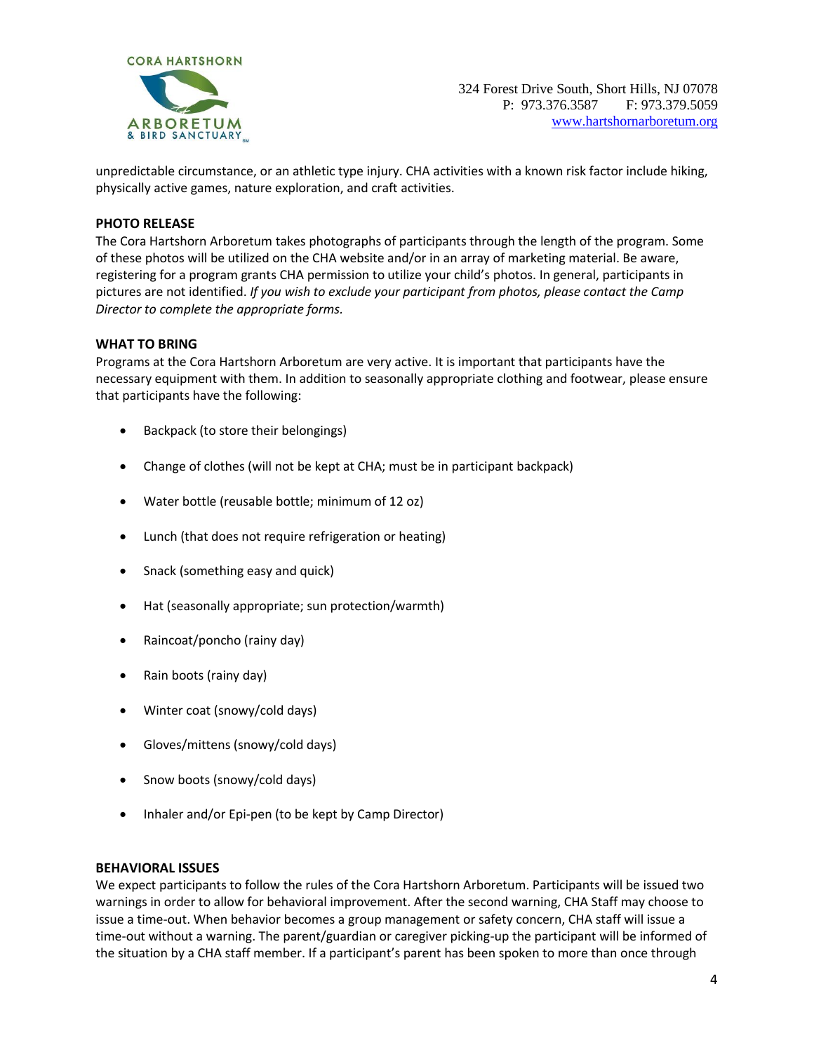unpredictable circumstance, or an athletic type injury. CHA activities with a known risk factor include hiking, physically active games, nature exploration, and craft activities.

**PHOTO RELEASE**

The Cora Hartshorn Arboretum takes photographs of participants through the length of the program. Some of these photos will be utilized on the CHA website and/or in an array of marketing material. Be aware, registering for a program grants CHA permission to utilize your child's photos. In general, participants in pictures are not identified. *If you wish to exclude your participant from photos, please contact the Camp Director to complete the appropriate forms.*

**WHAT TO BRING**

Programs at the Cora Hartshorn Arboretum are very active. It is important that participants have the necessary equipment with them. In addition to seasonally appropriate clothing and footwear, please ensure that participants have the following:

- Backpack (to store their belongings)
- Change of clothes (will not be kept at CHA; must be in participant backpack)
- Water bottle (reusable bottle; minimum of 12 oz)
- Lunch (that does not require refrigeration or heating)
- Snack (something easy and quick)
- Hat (seasonally appropriate; sun protection/warmth)
- Raincoat/poncho (rainy day)
- Rain boots (rainy day)
- Winter coat (snowy/cold days)
- Gloves/mittens (snowy/cold days)
- Snow boots (snowy/cold days)
- Inhaler and/or Epi-pen (to be kept by Camp Director)

**BEHAVIORAL ISSUES**

We expect participants to follow the rules of the Cora Hartshorn Arboretum. Participants will be issued two warnings in order to allow for behavioral improvement. After the second warning, CHA Staff may choose to issue a time-out. When behavior becomes a group management or safety concern, CHA staff will issue a time-out without a warning. The parent/guardian or caregiver picking-up the participant will be informed of the situation by a CHA staff member. If a participant's parent has been spoken to more than once through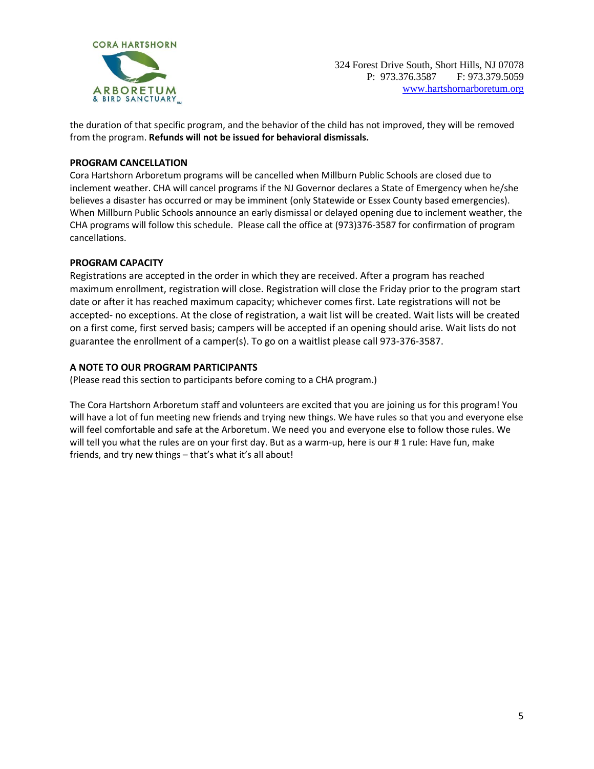the duration of that specific program, and the behavior of the child has not improved, they will be removed from the program. **Refunds will not be issued for behavioral dismissals.**

**PROGRAM CANCELLATION**

Cora Hartshorn Arboretum programs will be cancelled when Millburn Public Schools are closed due to inclement weather. CHA will cancel programs if the NJ Governor declares a State of Emergency when he/she believes a disaster has occurred or may be imminent (only Statewide or Essex County based emergencies). When Millburn Public Schools announce an early dismissal or delayed opening due to inclement weather, the CHA programs will follow this schedule. Please call the office at (973)376-3587 for confirmation of program cancellations.

**PROGRAM CAPACITY**

Registrations are accepted in the order in which they are received. After a program has reached maximum enrollment, registration will close. Registration will close the Friday prior to the program start date or after it has reached maximum capacity; whichever comes first. Late registrations will not be accepted- no exceptions. At the close of registration, a wait list will be created. Wait lists will be created on a first come, first served basis; campers will be accepted if an opening should arise. Wait lists do not guarantee the enrollment of a camper(s). To go on a waitlist please call 973-376-3587.

**A NOTE TO OUR PROGRAM PARTICIPANTS**

(Please read this section to participants before coming to a CHA program.)

The Cora Hartshorn Arboretum staff and volunteers are excited that you are joining us for this program! You will have a lot of fun meeting new friends and trying new things. We have rules so that you and everyone else will feel comfortable and safe at the Arboretum. We need you and everyone else to follow those rules. We will tell you what the rules are on your first day. But as a warm-up, here is our # 1 rule: Have fun, make friends, and try new things – that's what it's all about!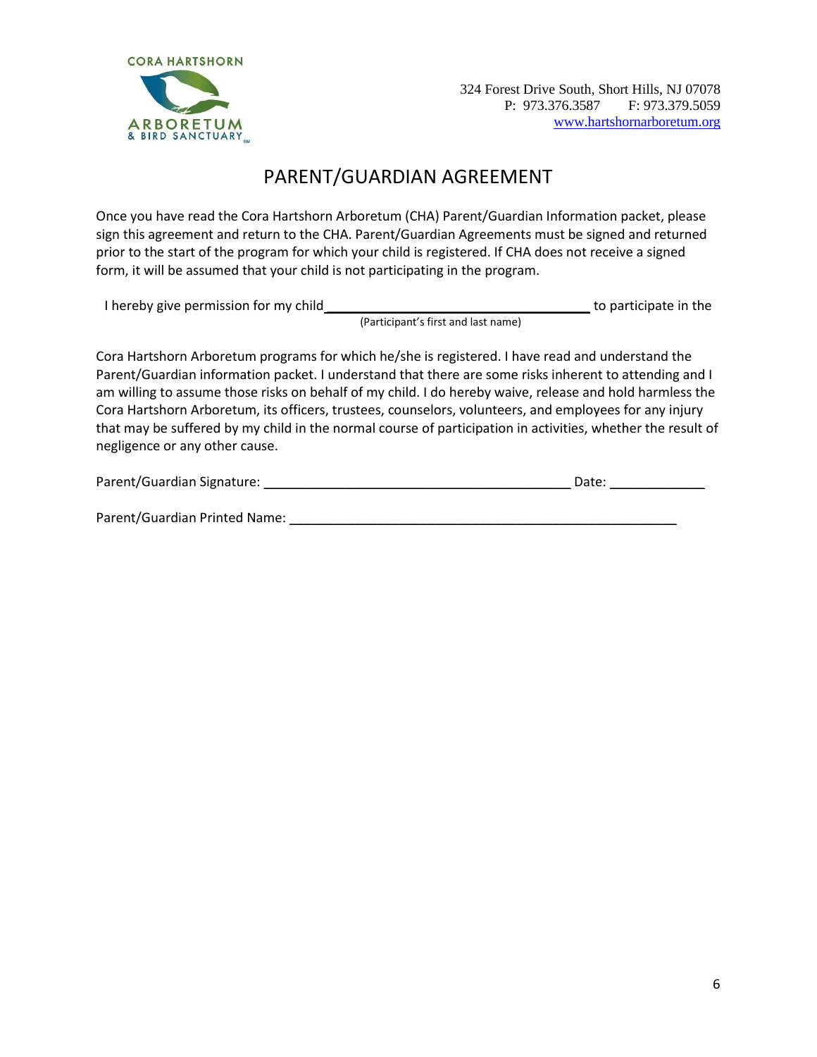CORA HARTSHORN ARBORETUM & BIRD SANCTUARY

324 Forest Drive South, Short Hills, NJ 07078
P: 973.376.3587 F: 973.379.5059
www.hartshornarboretum.org

# PARENT/GUARDIAN AGREEMENT

Once you have read the Cora Hartshorn Arboretum (CHA) Parent/Guardian Information packet, please sign this agreement and return to the CHA. Parent/Guardian Agreements must be signed and returned prior to the start of the program for which your child is registered. If CHA does not receive a signed form, it will be assumed that your child is not participating in the program.

I hereby give permission for my child ___________________________________ to participate in the
(Participant's first and last name)

Cora Hartshorn Arboretum programs for which he/she is registered. I have read and understand the Parent/Guardian information packet. I understand that there are some risks inherent to attending and I am willing to assume those risks on behalf of my child. I do hereby waive, release and hold harmless the Cora Hartshorn Arboretum, its officers, trustees, counselors, volunteers, and employees for any injury that may be suffered by my child in the normal course of participation in activities, whether the result of negligence or any other cause.

Parent/Guardian Signature: ________________________________________ Date: ____________

Parent/Guardian Printed Name: ____________________________________________________